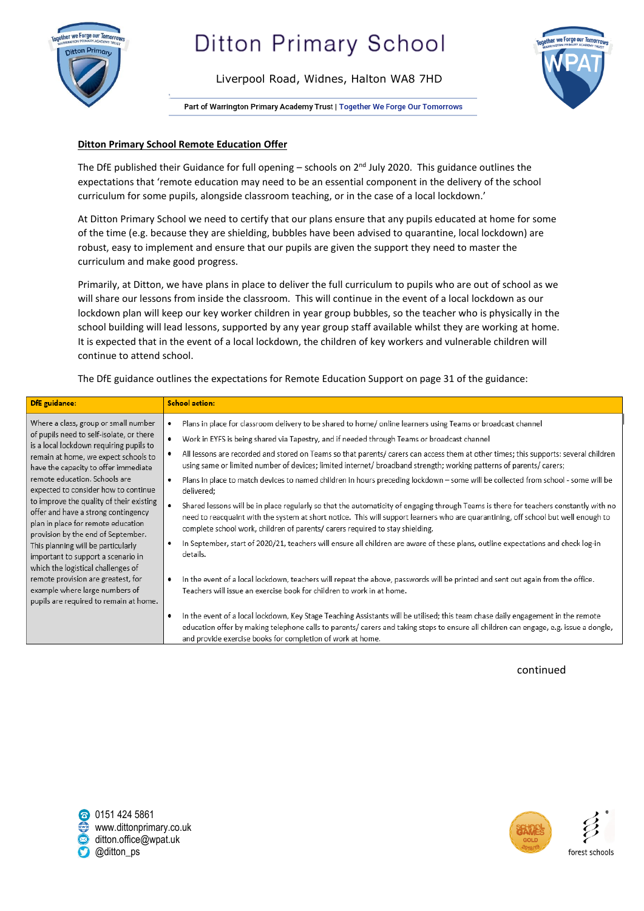# Ditton Primary School

Liverpool Road, Widnes, Halton WA8 7HD

Part of Warrington Primary Academy Trust | Together We Forge Our Tomorrows

## Ditton Primary School Remote Education Offer

The DfE published their Guidance for full opening – schools on 2nd July 2020. This guidance outlines the expectations that 'remote education may need to be an essential component in the delivery of the school curriculum for some pupils, alongside classroom teaching, or in the case of a local lockdown.'

At Ditton Primary School we need to certify that our plans ensure that any pupils educated at home for some of the time (e.g. because they are shielding, bubbles have been advised to quarantine, local lockdown) are robust, easy to implement and ensure that our pupils are given the support they need to master the curriculum and make good progress.

Primarily, at Ditton, we have plans in place to deliver the full curriculum to pupils who are out of school as we will share our lessons from inside the classroom. This will continue in the event of a local lockdown as our lockdown plan will keep our key worker children in year group bubbles, so the teacher who is physically in the school building will lead lessons, supported by any year group staff available whilst they are working at home. It is expected that in the event of a local lockdown, the children of key workers and vulnerable children will continue to attend school.

The DfE guidance outlines the expectations for Remote Education Support on page 31 of the guidance:

| DfE guidance: | School action: |
|---|---|
| Where a class, group or small number of pupils need to self-isolate, or there is a local lockdown requiring pupils to remain at home, we expect schools to have the capacity to offer immediate remote education. Schools are expected to consider how to continue to improve the quality of their existing offer and have a strong contingency plan in place for remote education provision by the end of September. This planning will be particularly important to support a scenario in which the logistical challenges of remote provision are greatest, for example where large numbers of pupils are required to remain at home. | • Plans in place for classroom delivery to be shared to home/ online learners using Teams or broadcast channel<br>• Work in EYFS is being shared via Tapestry, and if needed through Teams or broadcast channel<br>• All lessons are recorded and stored on Teams so that parents/ carers can access them at other times; this supports: several children using same or limited number of devices; limited internet/ broadband strength; working patterns of parents/ carers;<br>• Plans in place to match devices to named children in hours preceding lockdown – some will be collected from school - some will be delivered;<br>• Shared lessons will be in place regularly so that the automaticity of engaging through Teams is there for teachers constantly with no need to reacquaint with the system at short notice. This will support learners who are quarantining, off school but well enough to complete school work, children of parents/ carers required to stay shielding.<br>• In September, start of 2020/21, teachers will ensure all children are aware of these plans, outline expectations and check log-in details.<br>• In the event of a local lockdown, teachers will repeat the above, passwords will be printed and sent out again from the office. Teachers will issue an exercise book for children to work in at home.<br>• In the event of a local lockdown, Key Stage Teaching Assistants will be utilised; this team chase daily engagement in the remote education offer by making telephone calls to parents/ carers and taking steps to ensure all children can engage, e.g. issue a dongle, and provide exercise books for completion of work at home. |

continued

0151 424 5861
www.dittonprimary.co.uk
ditton.office@wpat.uk
@ditton_ps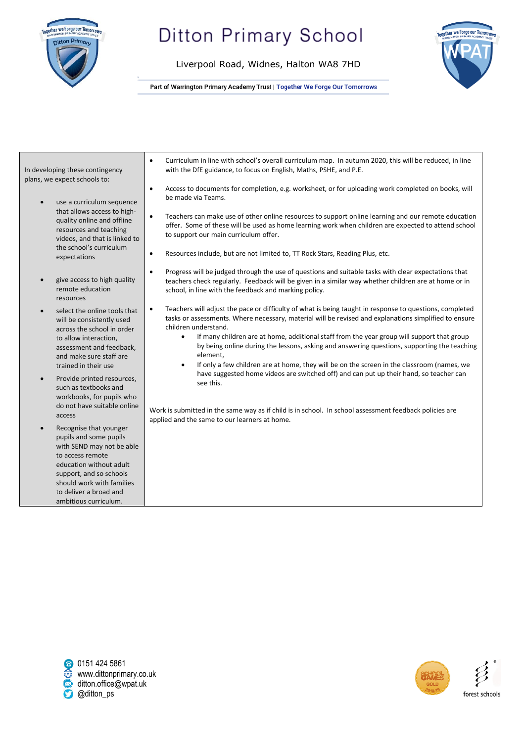| In developing these contingency plans, we expect schools to:<br><br>• use a curriculum sequence that allows access to high-quality online and offline resources and teaching videos, and that is linked to the school's curriculum expectations<br><br>• give access to high quality remote education resources<br><br>• select the online tools that will be consistently used across the school in order to allow interaction, assessment and feedback, and make sure staff are trained in their use<br><br>• Provide printed resources, such as textbooks and workbooks, for pupils who do not have suitable online access<br><br>• Recognise that younger pupils and some pupils with SEND may not be able to access remote education without adult support, and so schools should work with families to deliver a broad and ambitious curriculum. | • Curriculum in line with school's overall curriculum map. In autumn 2020, this will be reduced, in line with the DfE guidance, to focus on English, Maths, PSHE, and P.E.<br><br>• Access to documents for completion, e.g. worksheet, or for uploading work completed on books, will be made via Teams.<br><br>• Teachers can make use of other online resources to support online learning and our remote education offer. Some of these will be used as home learning work when children are expected to attend school to support our main curriculum offer.<br><br>• Resources include, but are not limited to, TT Rock Stars, Reading Plus, etc.<br><br>• Progress will be judged through the use of questions and suitable tasks with clear expectations that teachers check regularly. Feedback will be given in a similar way whether children are at home or in school, in line with the feedback and marking policy.<br><br>• Teachers will adjust the pace or difficulty of what is being taught in response to questions, completed tasks or assessments. Where necessary, material will be revised and explanations simplified to ensure children understand.<br>  ◦ If many children are at home, additional staff from the year group will support that group by being online during the lessons, asking and answering questions, supporting the teaching element,<br>  ◦ If only a few children are at home, they will be on the screen in the classroom (names, we have suggested home videos are switched off) and can put up their hand, so teacher can see this.<br><br>Work is submitted in the same way as if child is in school. In school assessment feedback policies are applied and the same to our learners at home. |
|---|---|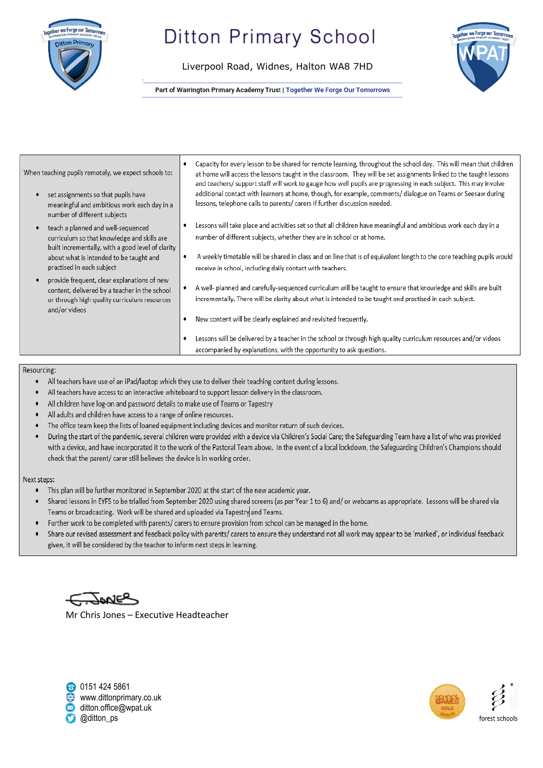# Ditton Primary School

Liverpool Road, Widnes, Halton WA8 7HD

Part of Warrington Primary Academy Trust | Together We Forge Our Tomorrows

| | |
|---|---|
| When teaching pupils remotely, we expect schools to:<br><br>• set assignments so that pupils have meaningful and ambitious work each day in a number of different subjects<br>• teach a planned and well-sequenced curriculum so that knowledge and skills are built incrementally, with a good level of clarity about what is intended to be taught and practised in each subject<br>• provide frequent, clear explanations of new content, delivered by a teacher in the school or through high quality curriculum resources and/or videos | • Capacity for every lesson to be shared for remote learning, throughout the school day. This will mean that children at home will access the lessons taught in the classroom. They will be set assignments linked to the taught lessons and teachers/ support staff will work to gauge how well pupils are progressing in each subject. This may involve additional contact with learners at home, though, for example, comments/ dialogue on Teams or Seesaw during lessons, telephone calls to parents/ carers if further discussion needed.<br>• Lessons will take place and activities set so that all children have meaningful and ambitious work each day in a number of different subjects, whether they are in school or at home.<br>• A weekly timetable will be shared in class and on line that is of equivalent length to the core teaching pupils would receive in school, including daily contact with teachers.<br>• A well- planned and carefully-sequenced curriculum will be taught to ensure that knowledge and skills are built incrementally. There will be clarity about what is intended to be taught and practised in each subject.<br>• New content will be clearly explained and revisited frequently.<br>• Lessons will be delivered by a teacher in the school or through high quality curriculum resources and/or videos accompanied by explanations, with the opportunity to ask questions. |

Resourcing:

- All teachers have use of an iPad/laptop which they use to deliver their teaching content during lessons.
- All teachers have access to an interactive whiteboard to support lesson delivery in the classroom.
- All children have log-on and password details to make use of Teams or Tapestry
- All adults and children have access to a range of online resources.
- The office team keep the lists of loaned equipment including devices and monitor return of such devices.
- During the start of the pandemic, several children were provided with a device via Children's Social Care; the Safeguarding Team have a list of who was provided with a device, and have incorporated it to the work of the Pastoral Team above. In the event of a local lockdown, the Safeguarding Children's Champions should check that the parent/ carer still believes the device is in working order.

Next steps:

- This plan will be further monitored in September 2020 at the start of the new academic year.
- Shared lessons in EYFS to be trialled from September 2020 using shared screens (as per Year 1 to 6) and/ or webcams as appropriate. Lessons will be shared via Teams or broadcasting. Work will be shared and uploaded via Tapestry and Teams.
- Further work to be completed with parents/ carers to ensure provision from school can be managed in the home.
- Share our revised assessment and feedback policy with parents/ carers to ensure they understand not all work may appear to be 'marked', or individual feedback given, it will be considered by the teacher to inform next steps in learning.

Mr Chris Jones – Executive Headteacher

0151 424 5861
www.dittonprimary.co.uk
ditton.office@wpat.uk
@ditton_ps

forest schools